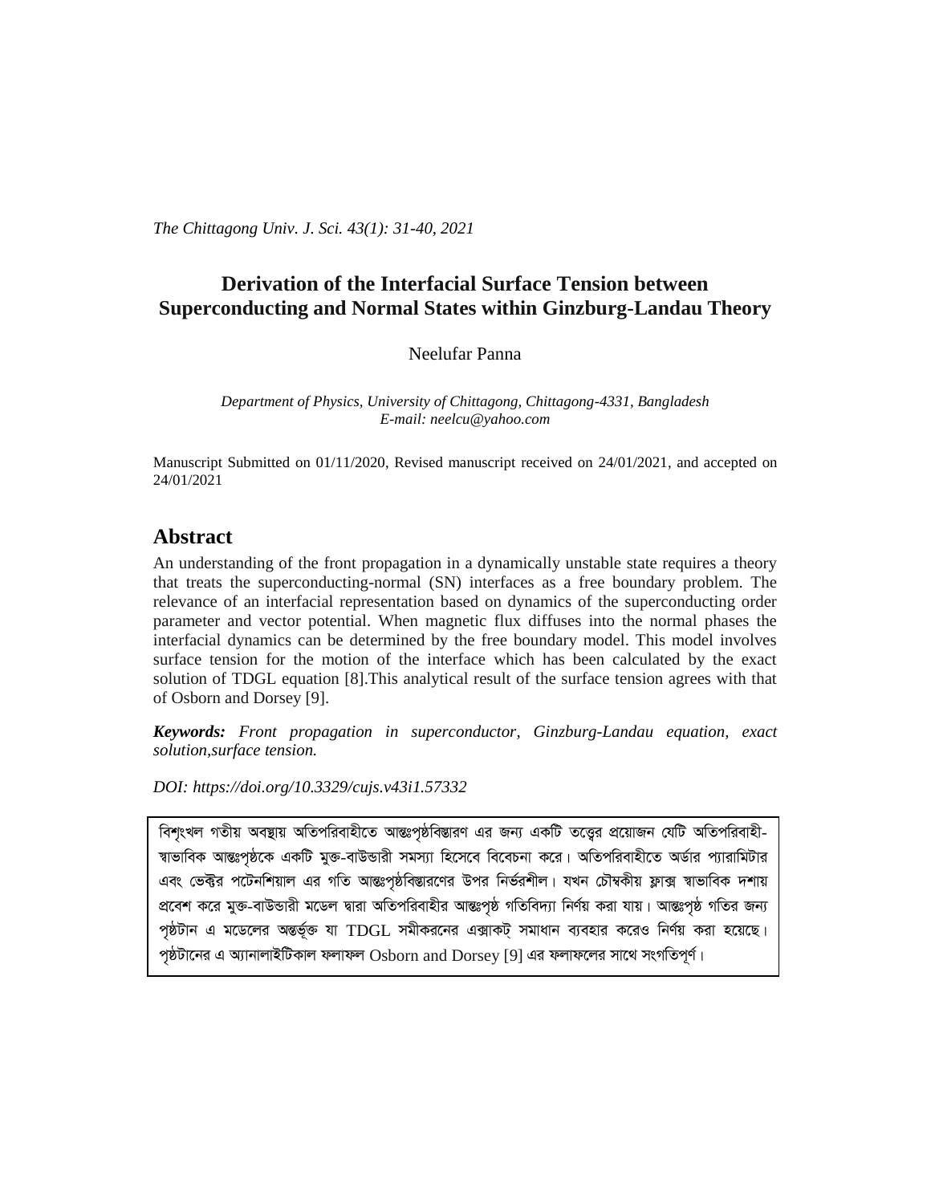# Derivation of the Interfacial Surface Tension between Superconducting and Normal States within Ginzburg-Landau Theory

Neelufar Panna

*Department of Physics, University of Chittagong, Chittagong-4331, Bangladesh*
*E-mail: neelcu@yahoo.com*

Manuscript Submitted on 01/11/2020, Revised manuscript received on 24/01/2021, and accepted on 24/01/2021

## Abstract

An understanding of the front propagation in a dynamically unstable state requires a theory that treats the superconducting-normal (SN) interfaces as a free boundary problem. The relevance of an interfacial representation based on dynamics of the superconducting order parameter and vector potential. When magnetic flux diffuses into the normal phases the interfacial dynamics can be determined by the free boundary model. This model involves surface tension for the motion of the interface which has been calculated by the exact solution of TDGL equation [8].This analytical result of the surface tension agrees with that of Osborn and Dorsey [9].

***Keywords:*** *Front propagation in superconductor, Ginzburg-Landau equation, exact solution,surface tension.*

*DOI: https://doi.org/10.3329/cujs.v43i1.57332*

বিশৃংখল গতীয় অবস্থায় অতিপরিবাহীতে আন্তঃপৃষ্ঠবিস্তারণ এর জন্য একটি তত্ত্বের প্রয়োজন যেটি অতিপরিবাহী-স্বাভাবিক আন্তঃপৃষ্ঠকে একটি মুক্ত-বাউন্ডারী সমস্যা হিসেবে বিবেচনা করে। অতিপরিবাহীতে অর্ডার প্যারামিটার এবং ভেক্টর পটেনশিয়াল এর গতি আন্তঃপৃষ্ঠবিস্তারণের উপর নির্ভরশীল। যখন চৌম্বকীয় ফ্লাক্স স্বাভাবিক দশায় প্রবেশ করে মুক্ত-বাউন্ডারী মডেল দ্বারা অতিপরিবাহীর আন্তঃপৃষ্ঠ গতিবিদ্যা নির্ণয় করা যায়। আন্তঃপৃষ্ঠ গতির জন্য পৃষ্ঠটান এ মডেলের অন্তর্ভূক্ত যা TDGL সমীকরনের এক্সাকট্ সমাধান ব্যবহার করেও নির্ণয় করা হয়েছে। পৃষ্ঠটানের এ অ্যানালাইটিকাল ফলাফল Osborn and Dorsey [9] এর ফলাফলের সাথে সংগতিপূর্ণ।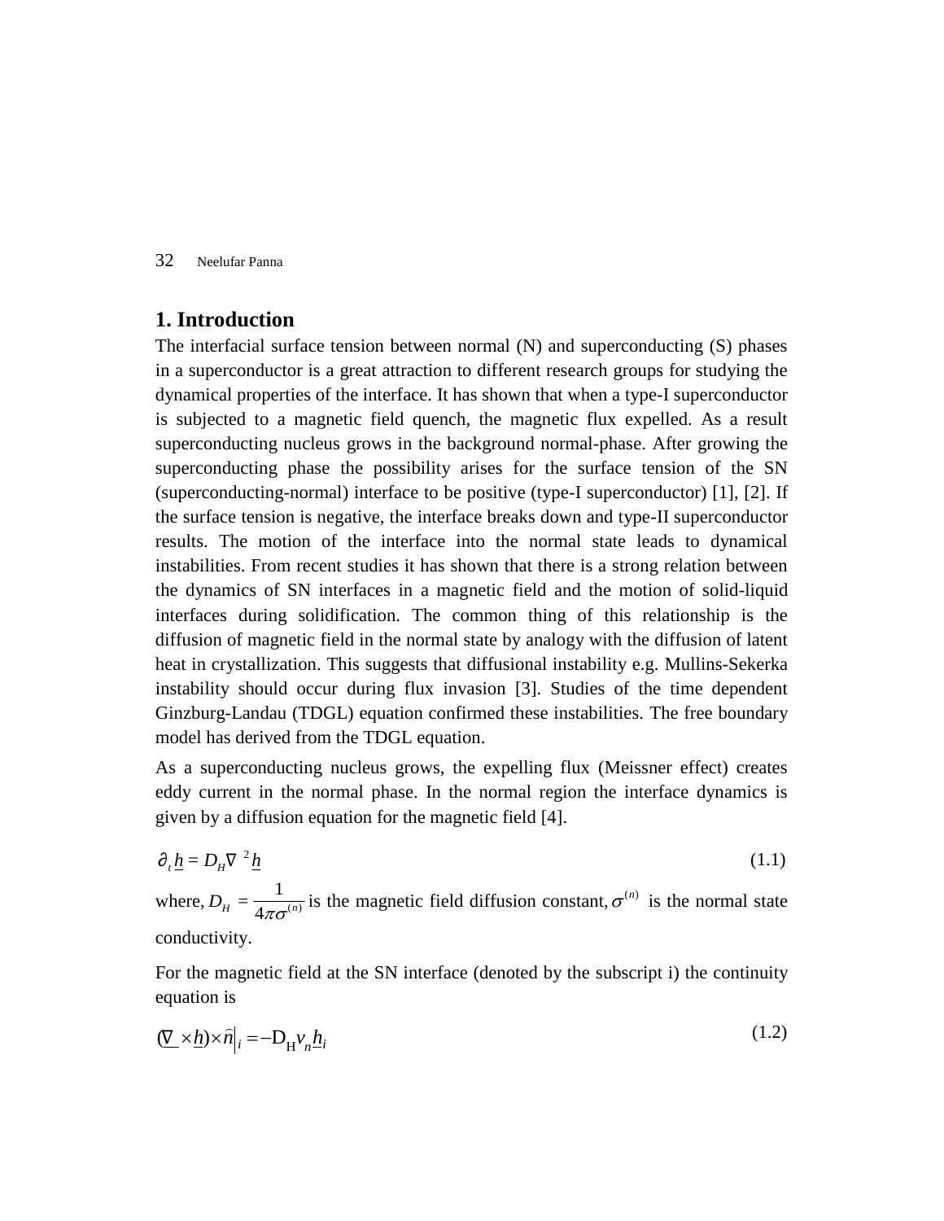## 1. Introduction

The interfacial surface tension between normal (N) and superconducting (S) phases in a superconductor is a great attraction to different research groups for studying the dynamical properties of the interface. It has shown that when a type-I superconductor is subjected to a magnetic field quench, the magnetic flux expelled. As a result superconducting nucleus grows in the background normal-phase. After growing the superconducting phase the possibility arises for the surface tension of the SN (superconducting-normal) interface to be positive (type-I superconductor) [1], [2]. If the surface tension is negative, the interface breaks down and type-II superconductor results. The motion of the interface into the normal state leads to dynamical instabilities. From recent studies it has shown that there is a strong relation between the dynamics of SN interfaces in a magnetic field and the motion of solid-liquid interfaces during solidification. The common thing of this relationship is the diffusion of magnetic field in the normal state by analogy with the diffusion of latent heat in crystallization. This suggests that diffusional instability e.g. Mullins-Sekerka instability should occur during flux invasion [3]. Studies of the time dependent Ginzburg-Landau (TDGL) equation confirmed these instabilities. The free boundary model has derived from the TDGL equation.

As a superconducting nucleus grows, the expelling flux (Meissner effect) creates eddy current in the normal phase. In the normal region the interface dynamics is given by a diffusion equation for the magnetic field [4].

$$\partial_t \underline{h} = D_H \nabla^2 \underline{h} \tag{1.1}$$

where, $D_H = \dfrac{1}{4\pi\sigma^{(n)}}$ is the magnetic field diffusion constant, $\sigma^{(n)}$ is the normal state conductivity.

For the magnetic field at the SN interface (denoted by the subscript i) the continuity equation is

$$(\underline{\nabla} \times \underline{h}) \times \hat{n}\Big|_i = -\mathrm{D_H} v_n \underline{h}_i \tag{1.2}$$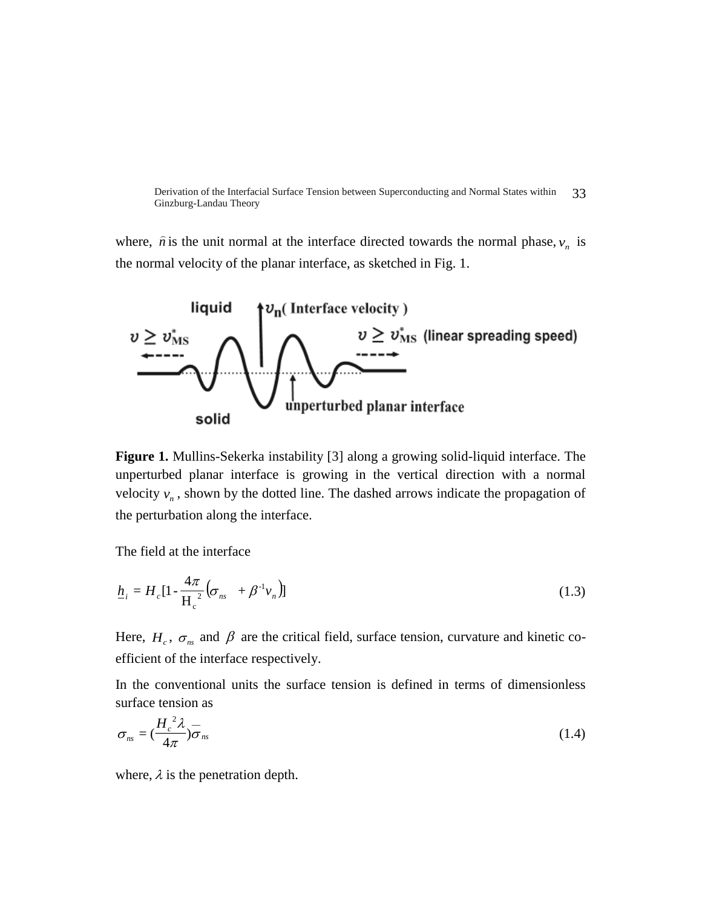where, $\hat{n}$ is the unit normal at the interface directed towards the normal phase, $v_n$ is the normal velocity of the planar interface, as sketched in Fig. 1.

**Figure 1.** Mullins-Sekerka instability [3] along a growing solid-liquid interface. The unperturbed planar interface is growing in the vertical direction with a normal velocity $v_n$, shown by the dotted line. The dashed arrows indicate the propagation of the perturbation along the interface.

The field at the interface

$$\underline{h}_i = H_c[1 - \frac{4\pi}{\mathrm{H_c}^2}\left(\sigma_{ns} \quad + \beta^{-1}v_n\right)] \tag{1.3}$$

Here, $H_c$, $\sigma_{ns}$ and $\beta$ are the critical field, surface tension, curvature and kinetic co-efficient of the interface respectively.

In the conventional units the surface tension is defined in terms of dimensionless surface tension as

$$\sigma_{ns} = (\frac{H_c{}^2 \lambda}{4\pi})\bar{\sigma}_{ns} \tag{1.4}$$

where, $\lambda$ is the penetration depth.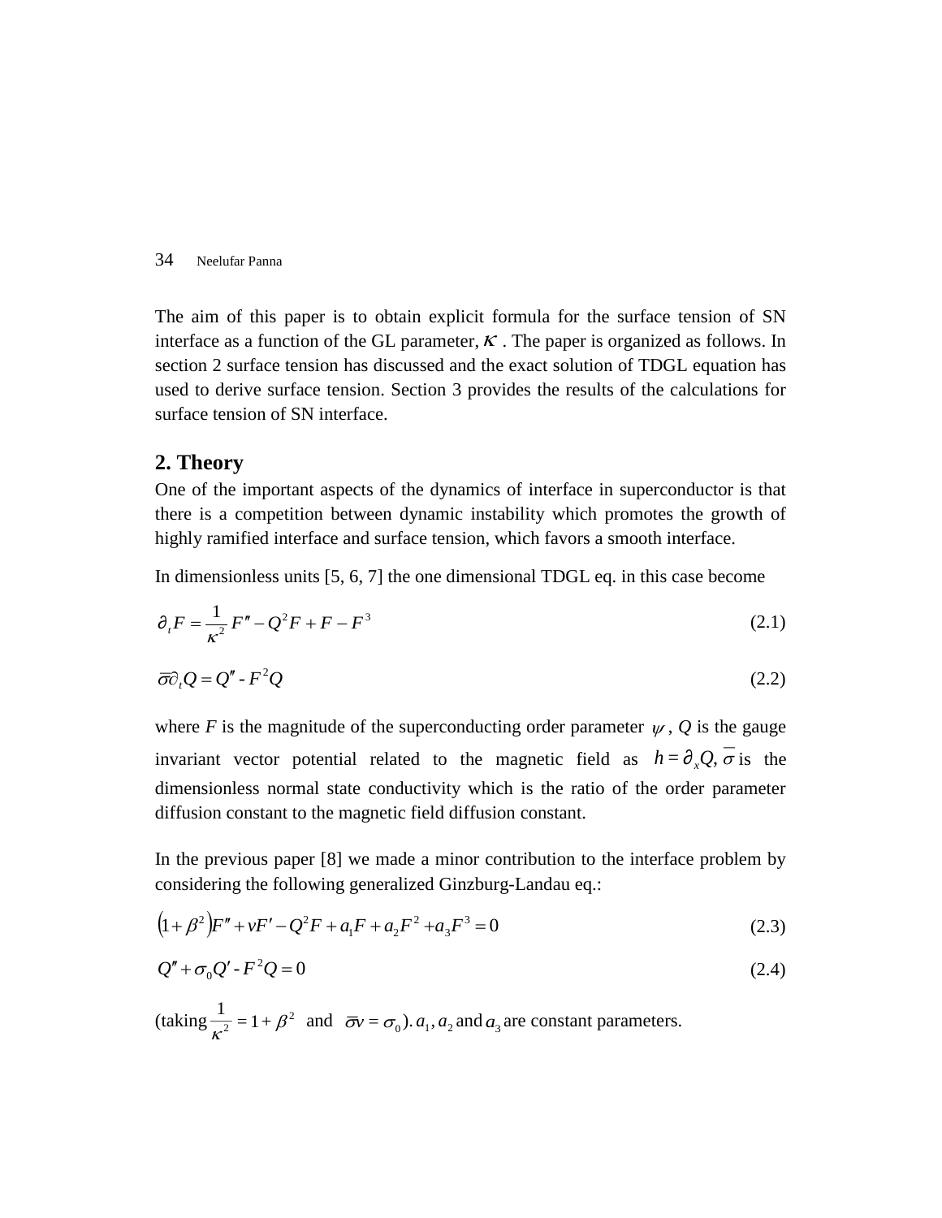The aim of this paper is to obtain explicit formula for the surface tension of SN interface as a function of the GL parameter, $\kappa$ . The paper is organized as follows. In section 2 surface tension has discussed and the exact solution of TDGL equation has used to derive surface tension. Section 3 provides the results of the calculations for surface tension of SN interface.

## 2. Theory

One of the important aspects of the dynamics of interface in superconductor is that there is a competition between dynamic instability which promotes the growth of highly ramified interface and surface tension, which favors a smooth interface.

In dimensionless units [5, 6, 7] the one dimensional TDGL eq. in this case become

$$\partial_t F = \frac{1}{\kappa^2} F'' - Q^2 F + F - F^3 \tag{2.1}$$

$$\bar{\sigma}\partial_t Q = Q'' - F^2 Q \tag{2.2}$$

where $F$ is the magnitude of the superconducting order parameter $\psi$ , $Q$ is the gauge invariant vector potential related to the magnetic field as $h = \partial_x Q$, $\bar{\sigma}$ is the dimensionless normal state conductivity which is the ratio of the order parameter diffusion constant to the magnetic field diffusion constant.

In the previous paper [8] we made a minor contribution to the interface problem by considering the following generalized Ginzburg-Landau eq.:

$$\left(1+\beta^2\right)F'' + vF' - Q^2 F + a_1 F + a_2 F^2 + a_3 F^3 = 0 \tag{2.3}$$

$$Q'' + \sigma_0 Q' - F^2 Q = 0 \tag{2.4}$$

(taking $\frac{1}{\kappa^2} = 1 + \beta^2$ and $\bar{\sigma}v = \sigma_0$). $a_1$, $a_2$ and $a_3$ are constant parameters.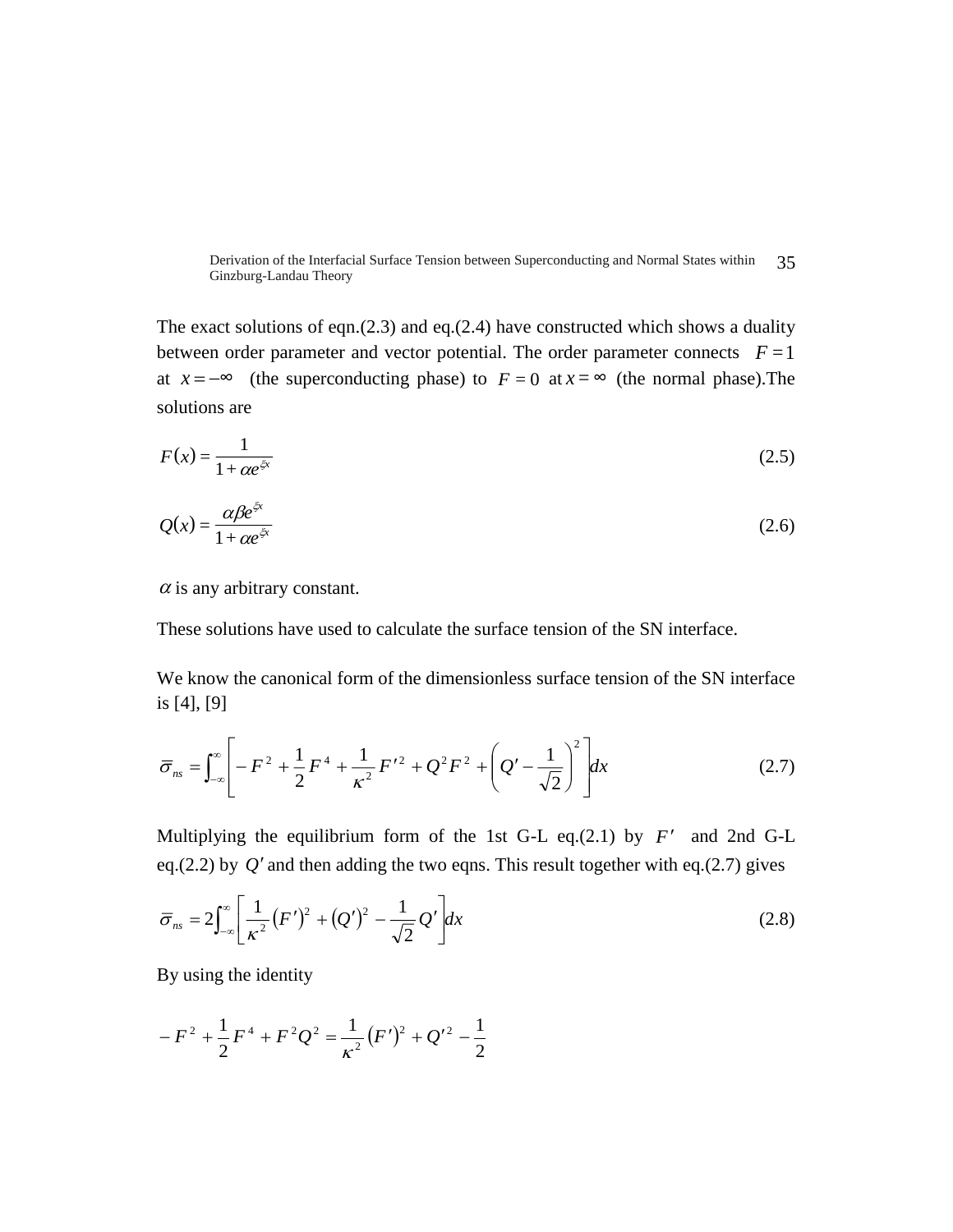The exact solutions of eqn.(2.3) and eq.(2.4) have constructed which shows a duality between order parameter and vector potential. The order parameter connects $F = 1$ at $x = -\infty$ (the superconducting phase) to $F = 0$ at $x = \infty$ (the normal phase).The solutions are

$$F(x) = \frac{1}{1 + \alpha e^{\xi x}} \tag{2.5}$$

$$Q(x) = \frac{\alpha \beta e^{\xi x}}{1 + \alpha e^{\xi x}} \tag{2.6}$$

$\alpha$ is any arbitrary constant.

These solutions have used to calculate the surface tension of the SN interface.

We know the canonical form of the dimensionless surface tension of the SN interface is [4], [9]

$$\bar{\sigma}_{ns} = \int_{-\infty}^{\infty} \left[ -F^2 + \frac{1}{2}F^4 + \frac{1}{\kappa^2}F'^2 + Q^2F^2 + \left( Q' - \frac{1}{\sqrt{2}} \right)^2 \right] dx \tag{2.7}$$

Multiplying the equilibrium form of the 1st G-L eq.(2.1) by $F'$ and 2nd G-L eq.(2.2) by $Q'$ and then adding the two eqns. This result together with eq.(2.7) gives

$$\bar{\sigma}_{ns} = 2\int_{-\infty}^{\infty} \left[ \frac{1}{\kappa^2}(F')^2 + (Q')^2 - \frac{1}{\sqrt{2}}Q' \right] dx \tag{2.8}$$

By using the identity

$$-F^2 + \frac{1}{2}F^4 + F^2Q^2 = \frac{1}{\kappa^2}(F')^2 + Q'^2 - \frac{1}{2}$$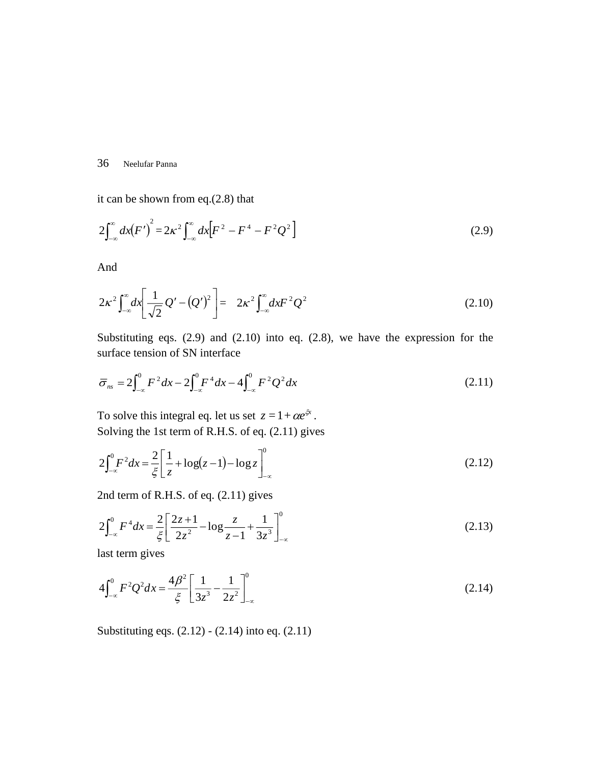it can be shown from eq.(2.8) that

$$2\int_{-\infty}^{\infty} dx(F')^2 = 2\kappa^2 \int_{-\infty}^{\infty} dx\left[F^2 - F^4 - F^2Q^2\right] \tag{2.9}$$

And

$$2\kappa^2 \int_{-\infty}^{\infty} dx\left[\frac{1}{\sqrt{2}}Q' - (Q')^2\right] = \quad 2\kappa^2 \int_{-\infty}^{\infty} dx F^2 Q^2 \tag{2.10}$$

Substituting eqs. (2.9) and (2.10) into eq. (2.8), we have the expression for the surface tension of SN interface

$$\overline{\sigma}_{ns} = 2\int_{-\infty}^{0} F^2 dx - 2\int_{-\infty}^{0} F^4 dx - 4\int_{-\infty}^{0} F^2 Q^2 dx \tag{2.11}$$

To solve this integral eq. let us set $z = 1 + \alpha e^{\xi x}$.
Solving the 1st term of R.H.S. of eq. (2.11) gives

$$2\int_{-\infty}^{0} F^2 dx = \frac{2}{\xi}\left[\frac{1}{z} + \log(z-1) - \log z\right]_{-\infty}^{0} \tag{2.12}$$

2nd term of R.H.S. of eq. (2.11) gives

$$2\int_{-\infty}^{0} F^4 dx = \frac{2}{\xi}\left[\frac{2z+1}{2z^2} - \log\frac{z}{z-1} + \frac{1}{3z^3}\right]_{-\infty}^{0} \tag{2.13}$$

last term gives

$$4\int_{-\infty}^{0} F^2 Q^2 dx = \frac{4\beta^2}{\xi}\left[\frac{1}{3z^3} - \frac{1}{2z^2}\right]_{-\infty}^{0} \tag{2.14}$$

Substituting eqs. (2.12) - (2.14) into eq. (2.11)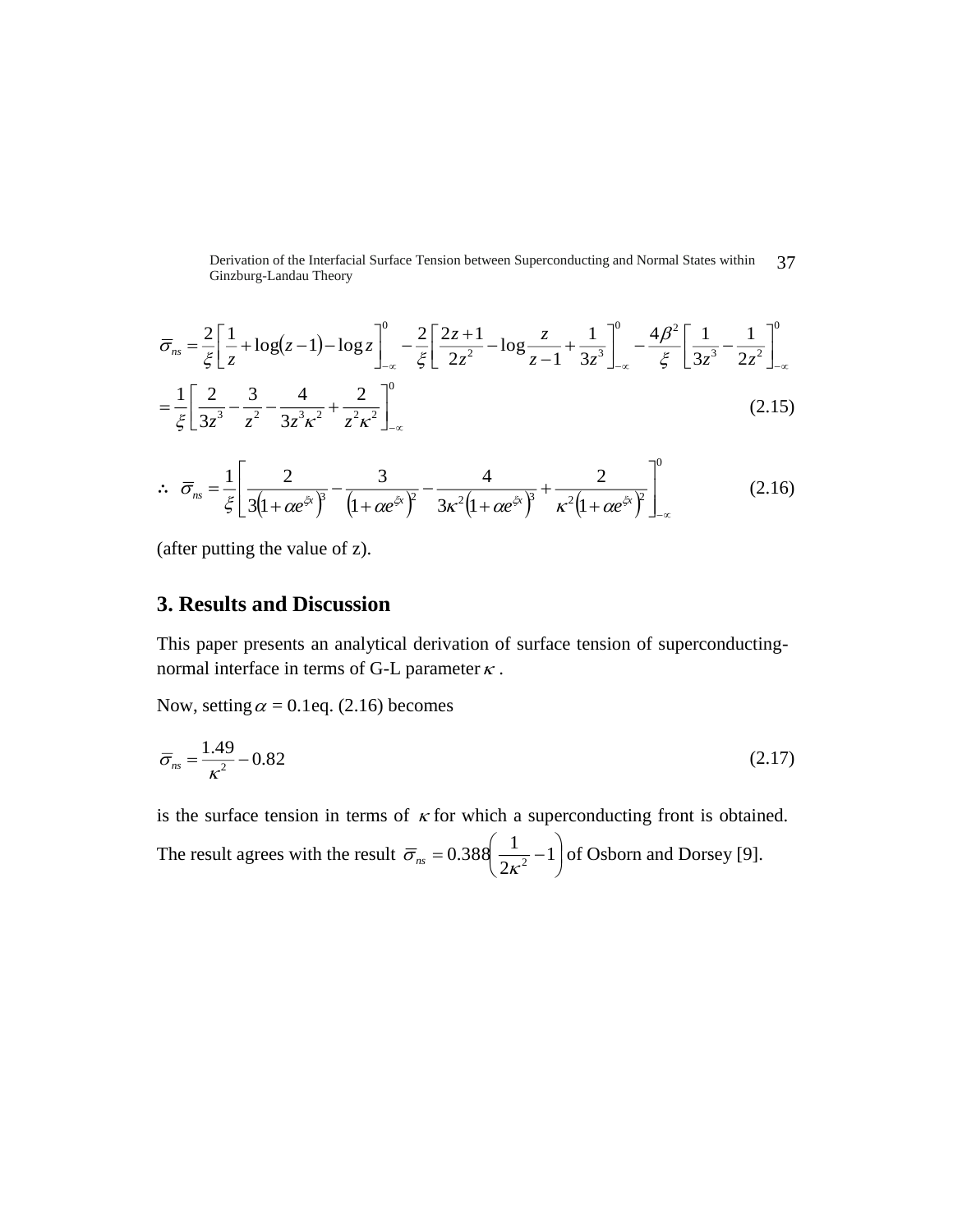$$\bar{\sigma}_{ns} = \frac{2}{\xi}\left[\frac{1}{z} + \log(z-1) - \log z\right]_{-\infty}^{0} - \frac{2}{\xi}\left[\frac{2z+1}{2z^2} - \log\frac{z}{z-1} + \frac{1}{3z^3}\right]_{-\infty}^{0} - \frac{4\beta^2}{\xi}\left[\frac{1}{3z^3} - \frac{1}{2z^2}\right]_{-\infty}^{0}$$

$$= \frac{1}{\xi}\left[\frac{2}{3z^3} - \frac{3}{z^2} - \frac{4}{3z^3\kappa^2} + \frac{2}{z^2\kappa^2}\right]_{-\infty}^{0} \tag{2.15}$$

$$\therefore\ \bar{\sigma}_{ns} = \frac{1}{\xi}\left[\frac{2}{3\left(1+\alpha e^{\xi x}\right)^3} - \frac{3}{\left(1+\alpha e^{\xi x}\right)^2} - \frac{4}{3\kappa^2\left(1+\alpha e^{\xi x}\right)^3} + \frac{2}{\kappa^2\left(1+\alpha e^{\xi x}\right)^2}\right]_{-\infty}^{0} \tag{2.16}$$

(after putting the value of z).

## 3. Results and Discussion

This paper presents an analytical derivation of surface tension of superconducting-normal interface in terms of G-L parameter $\kappa$ .

Now, setting $\alpha$ = 0.1eq. (2.16) becomes

$$\bar{\sigma}_{ns} = \frac{1.49}{\kappa^2} - 0.82 \tag{2.17}$$

is the surface tension in terms of $\kappa$ for which a superconducting front is obtained. The result agrees with the result $\bar{\sigma}_{ns} = 0.388\left(\frac{1}{2\kappa^2} - 1\right)$ of Osborn and Dorsey [9].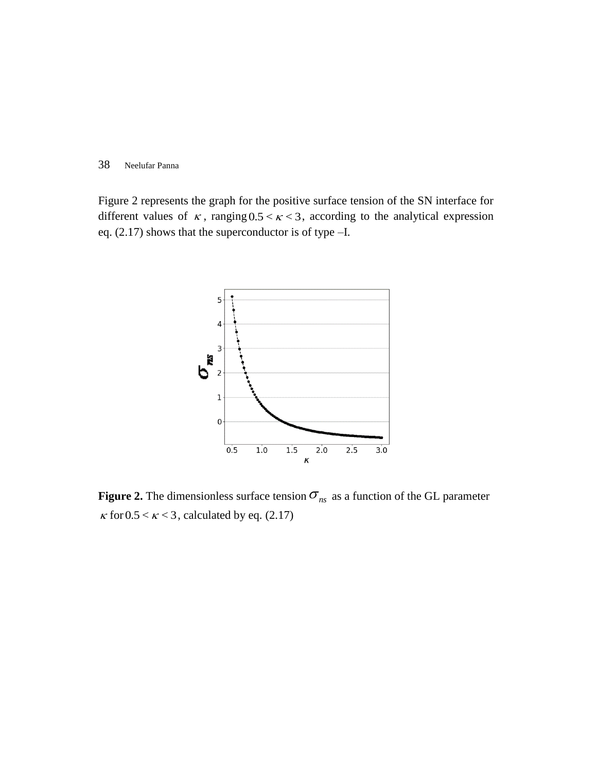Figure 2 represents the graph for the positive surface tension of the SN interface for different values of $\kappa$, ranging $0.5 < \kappa < 3$, according to the analytical expression eq. (2.17) shows that the superconductor is of type –I.

**Figure 2.** The dimensionless surface tension $\sigma_{ns}$ as a function of the GL parameter $\kappa$ for $0.5 < \kappa < 3$, calculated by eq. (2.17)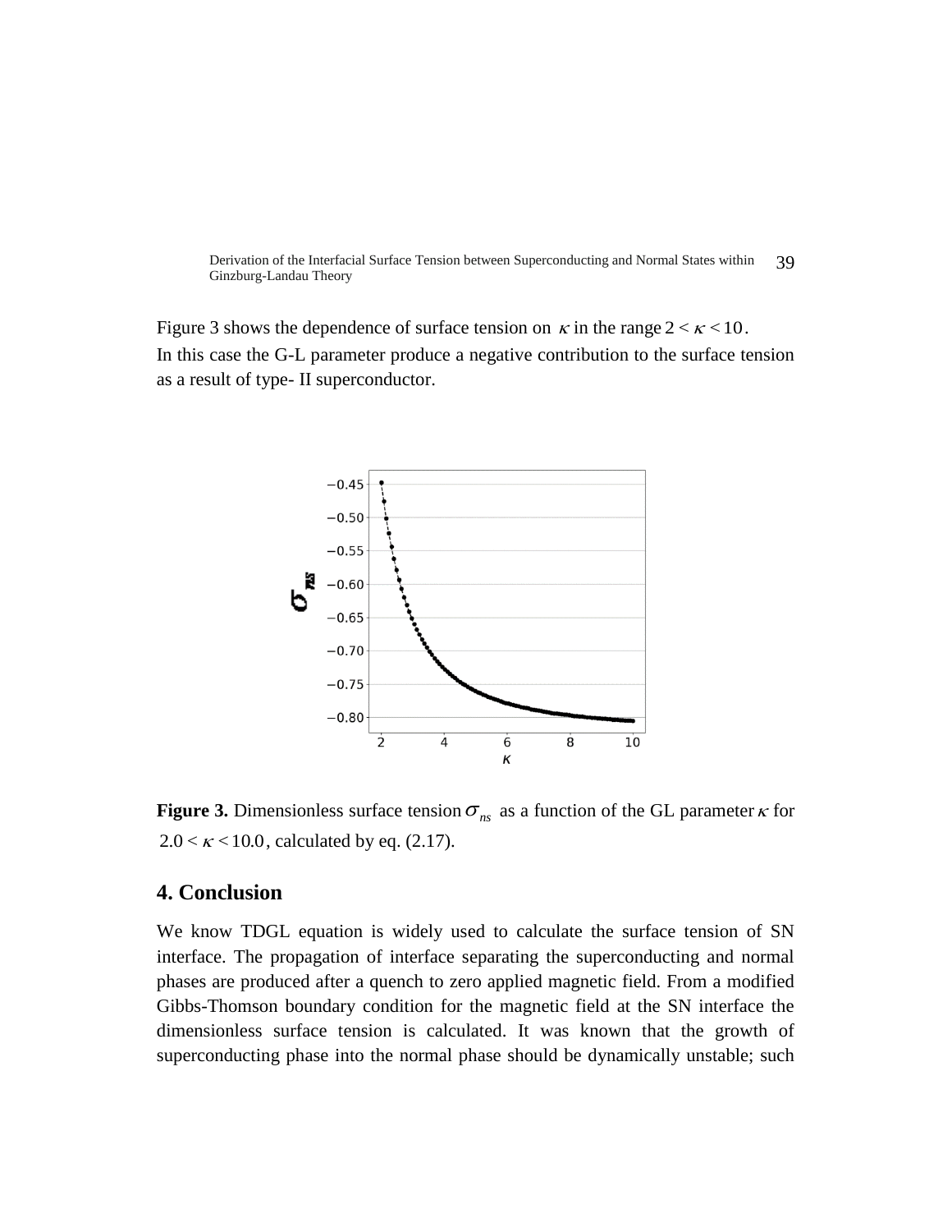Figure 3 shows the dependence of surface tension on $\kappa$ in the range $2 < \kappa < 10$.
In this case the G-L parameter produce a negative contribution to the surface tension as a result of type- II superconductor.

**Figure 3.** Dimensionless surface tension $\sigma_{ns}$ as a function of the GL parameter $\kappa$ for $2.0 < \kappa < 10.0$, calculated by eq. (2.17).

## 4. Conclusion

We know TDGL equation is widely used to calculate the surface tension of SN interface. The propagation of interface separating the superconducting and normal phases are produced after a quench to zero applied magnetic field. From a modified Gibbs-Thomson boundary condition for the magnetic field at the SN interface the dimensionless surface tension is calculated. It was known that the growth of superconducting phase into the normal phase should be dynamically unstable; such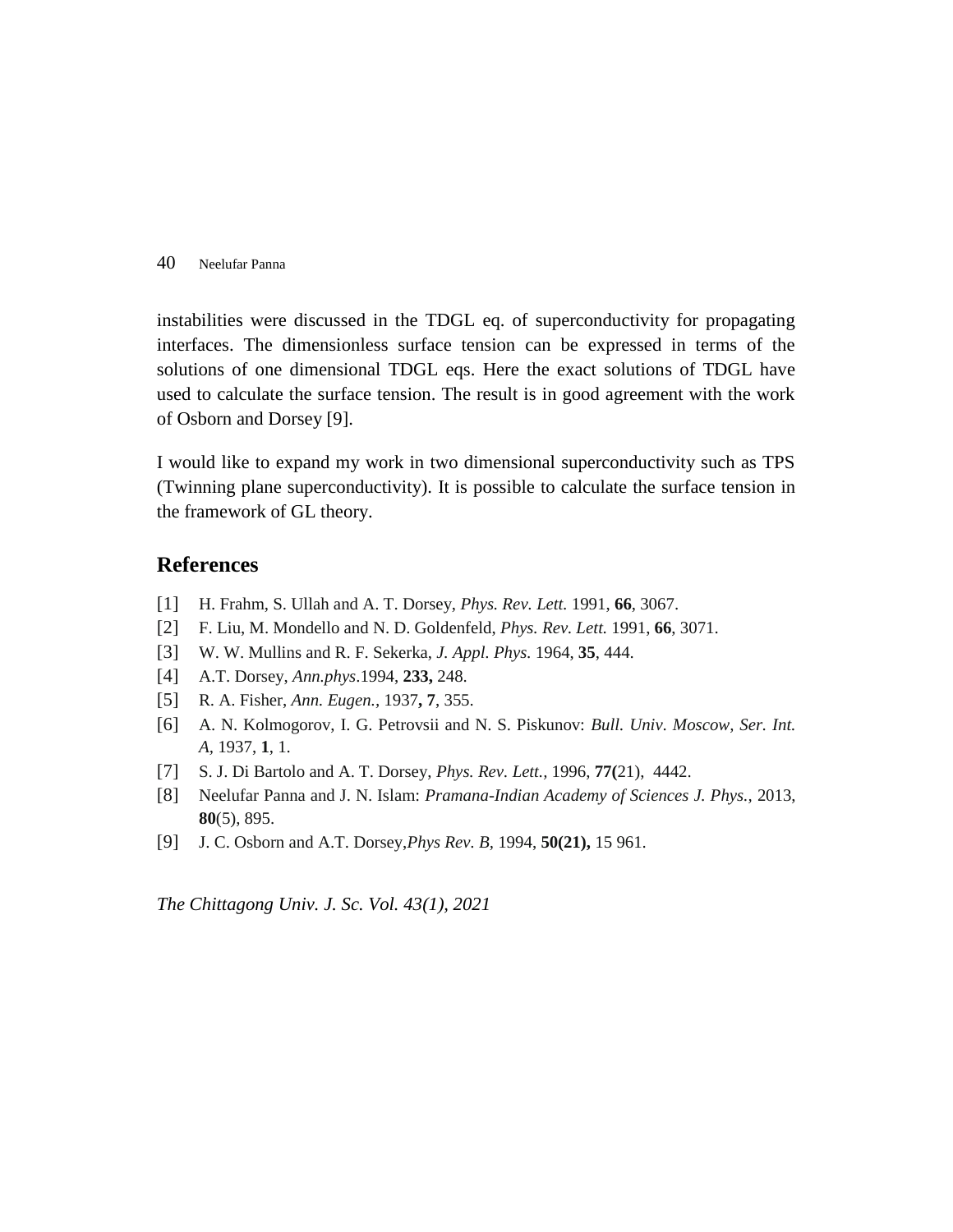instabilities were discussed in the TDGL eq. of superconductivity for propagating interfaces. The dimensionless surface tension can be expressed in terms of the solutions of one dimensional TDGL eqs. Here the exact solutions of TDGL have used to calculate the surface tension. The result is in good agreement with the work of Osborn and Dorsey [9].

I would like to expand my work in two dimensional superconductivity such as TPS (Twinning plane superconductivity). It is possible to calculate the surface tension in the framework of GL theory.

## References

[1] H. Frahm, S. Ullah and A. T. Dorsey, *Phys. Rev. Lett.* 1991, **66**, 3067.

[2] F. Liu, M. Mondello and N. D. Goldenfeld, *Phys. Rev. Lett.* 1991, **66**, 3071.

[3] W. W. Mullins and R. F. Sekerka, *J. Appl. Phys.* 1964, **35**, 444.

[4] A.T. Dorsey, *Ann.phys*.1994, **233,** 248.

[5] R. A. Fisher, *Ann. Eugen.*, 1937**, 7**, 355.

[6] A. N. Kolmogorov, I. G. Petrovsii and N. S. Piskunov: *Bull. Univ. Moscow, Ser. Int. A*, 1937, **1**, 1.

[7] S. J. Di Bartolo and A. T. Dorsey, *Phys. Rev. Lett.*, 1996, **77(**21), 4442.

[8] Neelufar Panna and J. N. Islam: *Pramana-Indian Academy of Sciences J. Phys.*, 2013, **80**(5), 895.

[9] J. C. Osborn and A.T. Dorsey,*Phys Rev. B*, 1994, **50(21),** 15 961.